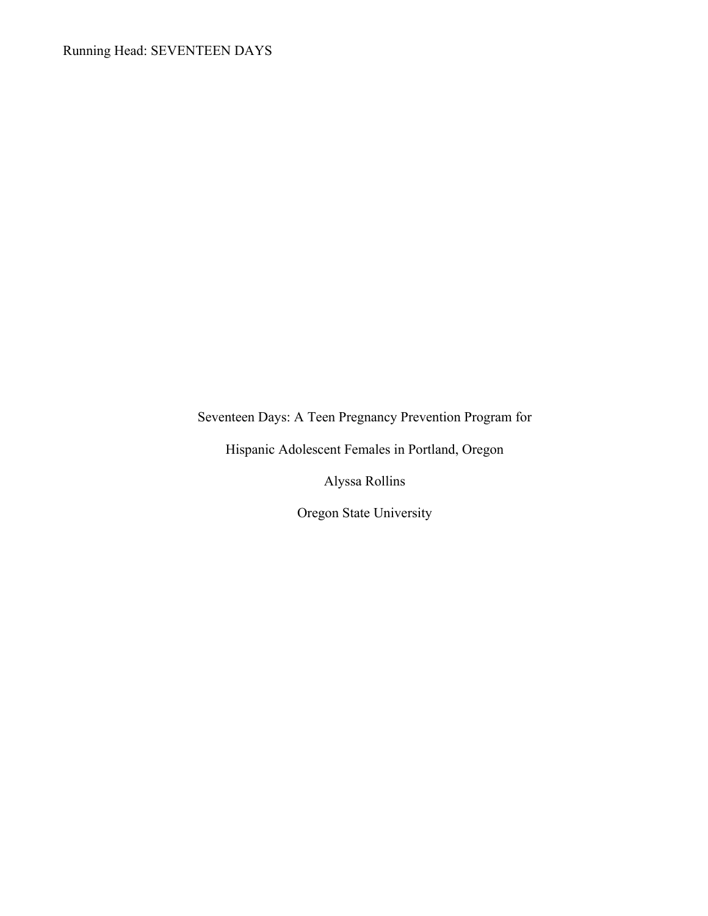# Seventeen Days: A Teen Pregnancy Prevention Program for Hispanic Adolescent Females in Portland, Oregon

Alyssa Rollins

Oregon State University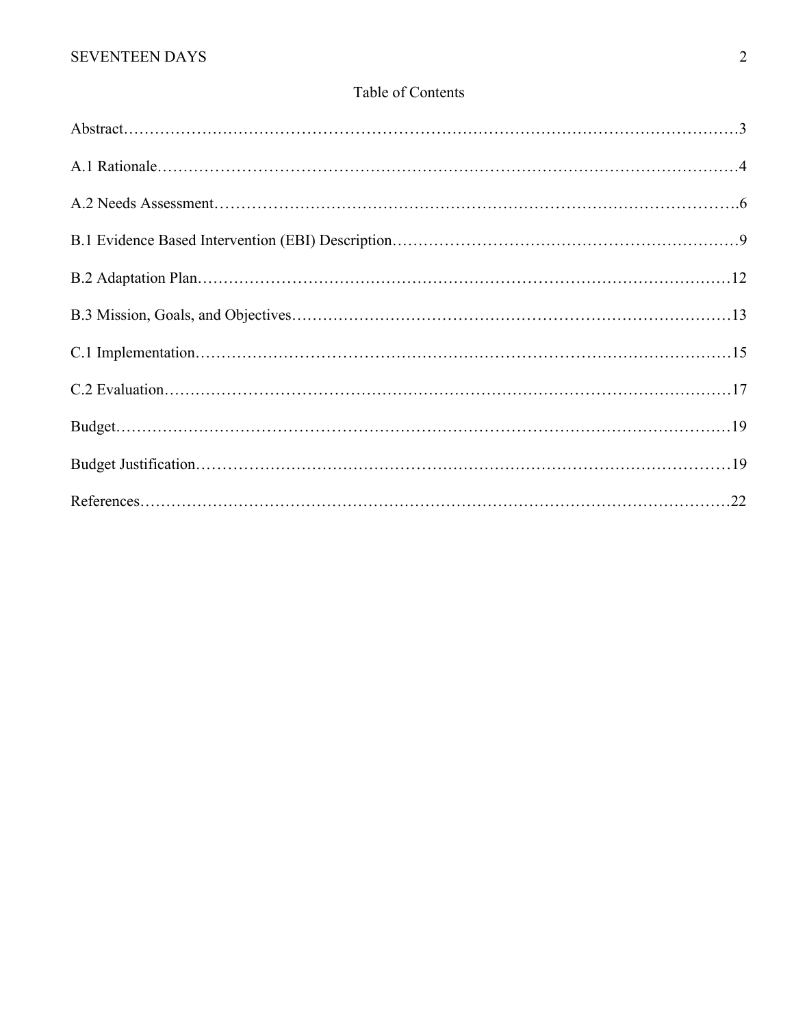# Table of Contents

Abstract…………………………………………………………………………………………………3

A.1 Rationale……………………………………………………………………………………………4

A.2 Needs Assessment…………………………………………………………………………………..6

B.1 Evidence Based Intervention (EBI) Description…………………………………………………………9

B.2 Adaptation Plan……………………………………………………………………………………12

B.3 Mission, Goals, and Objectives………………………………………………………………………13

C.1 Implementation……………………………………………………………………………………15

C.2 Evaluation…………………………………………………………………………………………17

Budget………………………………………………………………………………………………19

Budget Justification…………………………………………………………………………………19

References……………………………………………………………………………………………22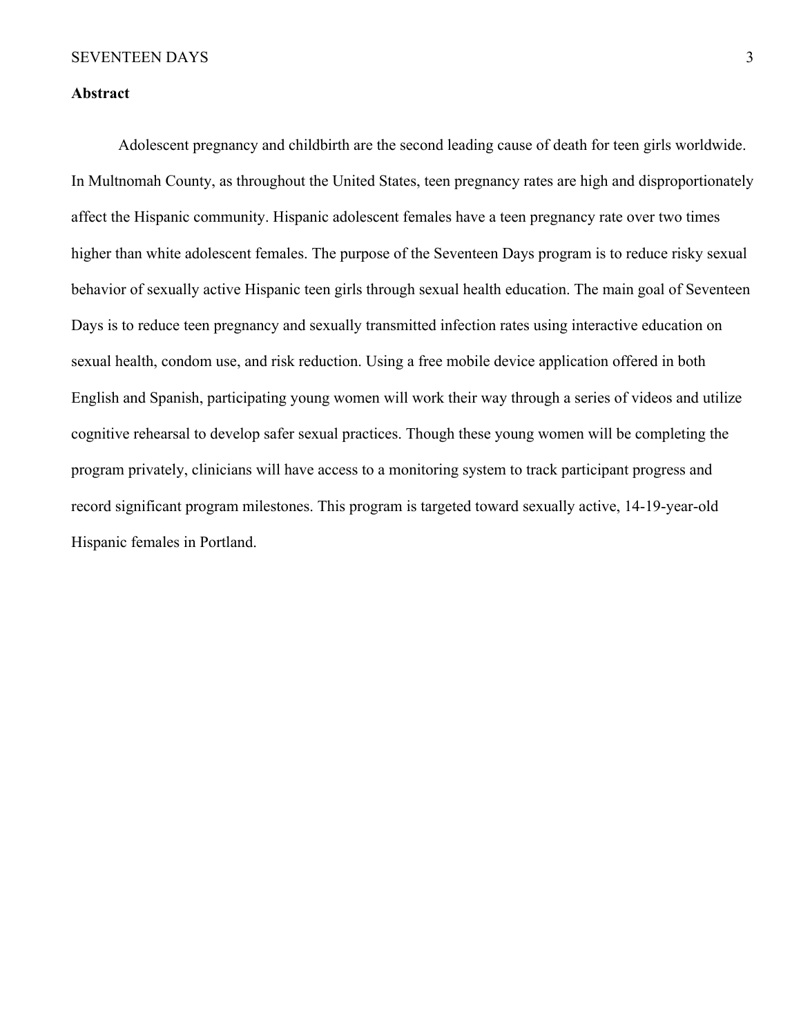# Abstract

Adolescent pregnancy and childbirth are the second leading cause of death for teen girls worldwide. In Multnomah County, as throughout the United States, teen pregnancy rates are high and disproportionately affect the Hispanic community. Hispanic adolescent females have a teen pregnancy rate over two times higher than white adolescent females. The purpose of the Seventeen Days program is to reduce risky sexual behavior of sexually active Hispanic teen girls through sexual health education. The main goal of Seventeen Days is to reduce teen pregnancy and sexually transmitted infection rates using interactive education on sexual health, condom use, and risk reduction. Using a free mobile device application offered in both English and Spanish, participating young women will work their way through a series of videos and utilize cognitive rehearsal to develop safer sexual practices. Though these young women will be completing the program privately, clinicians will have access to a monitoring system to track participant progress and record significant program milestones. This program is targeted toward sexually active, 14-19-year-old Hispanic females in Portland.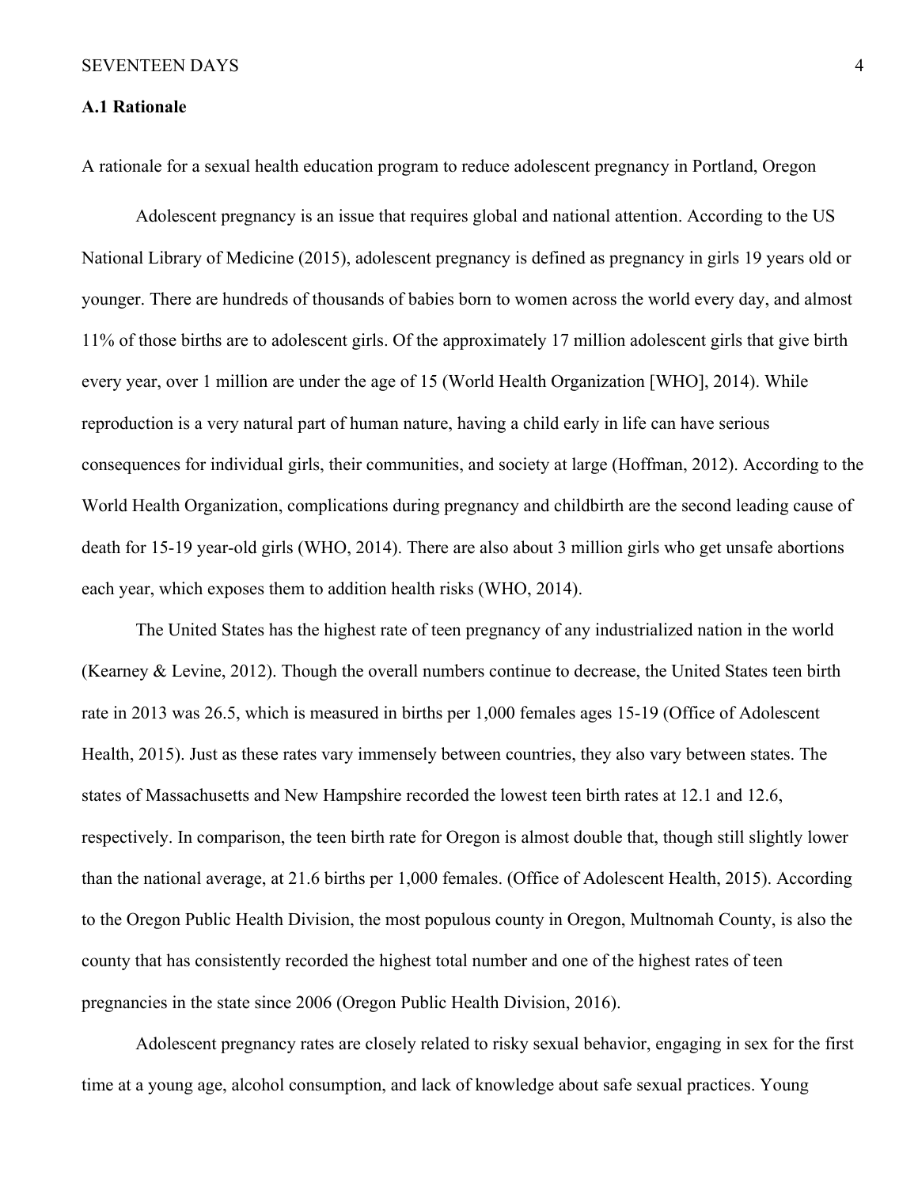**A.1 Rationale**

A rationale for a sexual health education program to reduce adolescent pregnancy in Portland, Oregon

Adolescent pregnancy is an issue that requires global and national attention. According to the US National Library of Medicine (2015), adolescent pregnancy is defined as pregnancy in girls 19 years old or younger. There are hundreds of thousands of babies born to women across the world every day, and almost 11% of those births are to adolescent girls. Of the approximately 17 million adolescent girls that give birth every year, over 1 million are under the age of 15 (World Health Organization [WHO], 2014). While reproduction is a very natural part of human nature, having a child early in life can have serious consequences for individual girls, their communities, and society at large (Hoffman, 2012). According to the World Health Organization, complications during pregnancy and childbirth are the second leading cause of death for 15-19 year-old girls (WHO, 2014). There are also about 3 million girls who get unsafe abortions each year, which exposes them to addition health risks (WHO, 2014).

The United States has the highest rate of teen pregnancy of any industrialized nation in the world (Kearney & Levine, 2012). Though the overall numbers continue to decrease, the United States teen birth rate in 2013 was 26.5, which is measured in births per 1,000 females ages 15-19 (Office of Adolescent Health, 2015). Just as these rates vary immensely between countries, they also vary between states. The states of Massachusetts and New Hampshire recorded the lowest teen birth rates at 12.1 and 12.6, respectively. In comparison, the teen birth rate for Oregon is almost double that, though still slightly lower than the national average, at 21.6 births per 1,000 females. (Office of Adolescent Health, 2015). According to the Oregon Public Health Division, the most populous county in Oregon, Multnomah County, is also the county that has consistently recorded the highest total number and one of the highest rates of teen pregnancies in the state since 2006 (Oregon Public Health Division, 2016).

Adolescent pregnancy rates are closely related to risky sexual behavior, engaging in sex for the first time at a young age, alcohol consumption, and lack of knowledge about safe sexual practices. Young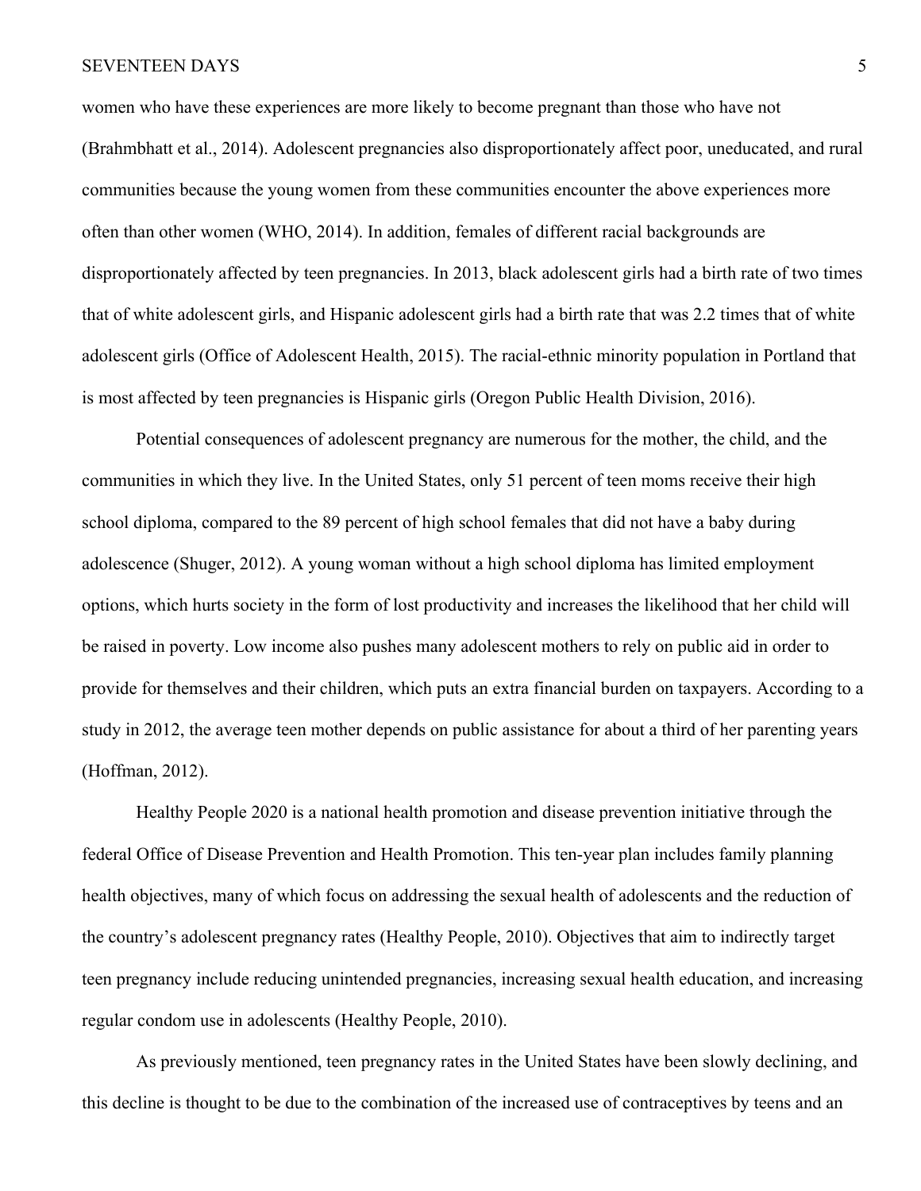women who have these experiences are more likely to become pregnant than those who have not (Brahmbhatt et al., 2014). Adolescent pregnancies also disproportionately affect poor, uneducated, and rural communities because the young women from these communities encounter the above experiences more often than other women (WHO, 2014). In addition, females of different racial backgrounds are disproportionately affected by teen pregnancies. In 2013, black adolescent girls had a birth rate of two times that of white adolescent girls, and Hispanic adolescent girls had a birth rate that was 2.2 times that of white adolescent girls (Office of Adolescent Health, 2015). The racial-ethnic minority population in Portland that is most affected by teen pregnancies is Hispanic girls (Oregon Public Health Division, 2016).

Potential consequences of adolescent pregnancy are numerous for the mother, the child, and the communities in which they live. In the United States, only 51 percent of teen moms receive their high school diploma, compared to the 89 percent of high school females that did not have a baby during adolescence (Shuger, 2012). A young woman without a high school diploma has limited employment options, which hurts society in the form of lost productivity and increases the likelihood that her child will be raised in poverty. Low income also pushes many adolescent mothers to rely on public aid in order to provide for themselves and their children, which puts an extra financial burden on taxpayers. According to a study in 2012, the average teen mother depends on public assistance for about a third of her parenting years (Hoffman, 2012).

Healthy People 2020 is a national health promotion and disease prevention initiative through the federal Office of Disease Prevention and Health Promotion. This ten-year plan includes family planning health objectives, many of which focus on addressing the sexual health of adolescents and the reduction of the country's adolescent pregnancy rates (Healthy People, 2010). Objectives that aim to indirectly target teen pregnancy include reducing unintended pregnancies, increasing sexual health education, and increasing regular condom use in adolescents (Healthy People, 2010).

As previously mentioned, teen pregnancy rates in the United States have been slowly declining, and this decline is thought to be due to the combination of the increased use of contraceptives by teens and an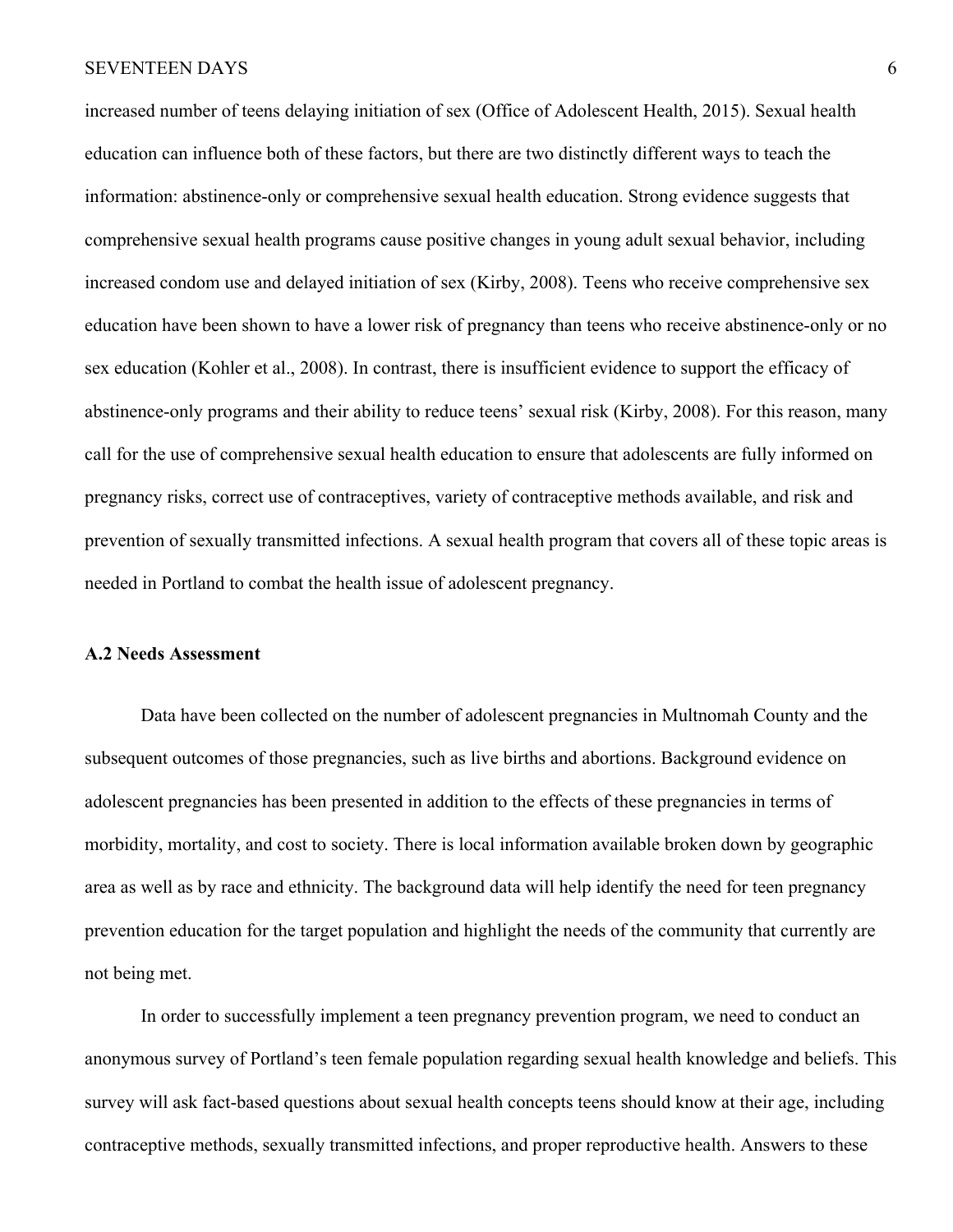increased number of teens delaying initiation of sex (Office of Adolescent Health, 2015). Sexual health education can influence both of these factors, but there are two distinctly different ways to teach the information: abstinence-only or comprehensive sexual health education. Strong evidence suggests that comprehensive sexual health programs cause positive changes in young adult sexual behavior, including increased condom use and delayed initiation of sex (Kirby, 2008). Teens who receive comprehensive sex education have been shown to have a lower risk of pregnancy than teens who receive abstinence-only or no sex education (Kohler et al., 2008). In contrast, there is insufficient evidence to support the efficacy of abstinence-only programs and their ability to reduce teens' sexual risk (Kirby, 2008). For this reason, many call for the use of comprehensive sexual health education to ensure that adolescents are fully informed on pregnancy risks, correct use of contraceptives, variety of contraceptive methods available, and risk and prevention of sexually transmitted infections. A sexual health program that covers all of these topic areas is needed in Portland to combat the health issue of adolescent pregnancy.

### A.2 Needs Assessment

Data have been collected on the number of adolescent pregnancies in Multnomah County and the subsequent outcomes of those pregnancies, such as live births and abortions. Background evidence on adolescent pregnancies has been presented in addition to the effects of these pregnancies in terms of morbidity, mortality, and cost to society. There is local information available broken down by geographic area as well as by race and ethnicity. The background data will help identify the need for teen pregnancy prevention education for the target population and highlight the needs of the community that currently are not being met.

In order to successfully implement a teen pregnancy prevention program, we need to conduct an anonymous survey of Portland's teen female population regarding sexual health knowledge and beliefs. This survey will ask fact-based questions about sexual health concepts teens should know at their age, including contraceptive methods, sexually transmitted infections, and proper reproductive health. Answers to these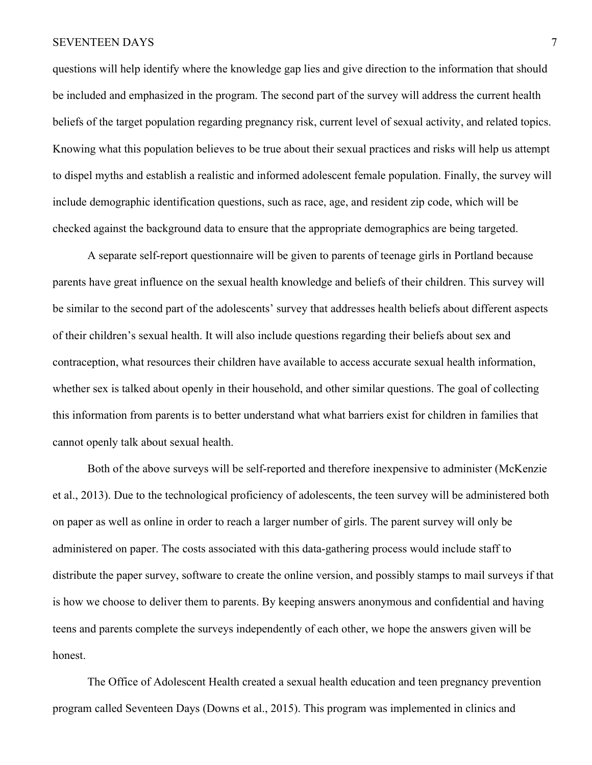questions will help identify where the knowledge gap lies and give direction to the information that should be included and emphasized in the program. The second part of the survey will address the current health beliefs of the target population regarding pregnancy risk, current level of sexual activity, and related topics. Knowing what this population believes to be true about their sexual practices and risks will help us attempt to dispel myths and establish a realistic and informed adolescent female population. Finally, the survey will include demographic identification questions, such as race, age, and resident zip code, which will be checked against the background data to ensure that the appropriate demographics are being targeted.

A separate self-report questionnaire will be given to parents of teenage girls in Portland because parents have great influence on the sexual health knowledge and beliefs of their children. This survey will be similar to the second part of the adolescents' survey that addresses health beliefs about different aspects of their children's sexual health. It will also include questions regarding their beliefs about sex and contraception, what resources their children have available to access accurate sexual health information, whether sex is talked about openly in their household, and other similar questions. The goal of collecting this information from parents is to better understand what what barriers exist for children in families that cannot openly talk about sexual health.

Both of the above surveys will be self-reported and therefore inexpensive to administer (McKenzie et al., 2013). Due to the technological proficiency of adolescents, the teen survey will be administered both on paper as well as online in order to reach a larger number of girls. The parent survey will only be administered on paper. The costs associated with this data-gathering process would include staff to distribute the paper survey, software to create the online version, and possibly stamps to mail surveys if that is how we choose to deliver them to parents. By keeping answers anonymous and confidential and having teens and parents complete the surveys independently of each other, we hope the answers given will be honest.

The Office of Adolescent Health created a sexual health education and teen pregnancy prevention program called Seventeen Days (Downs et al., 2015). This program was implemented in clinics and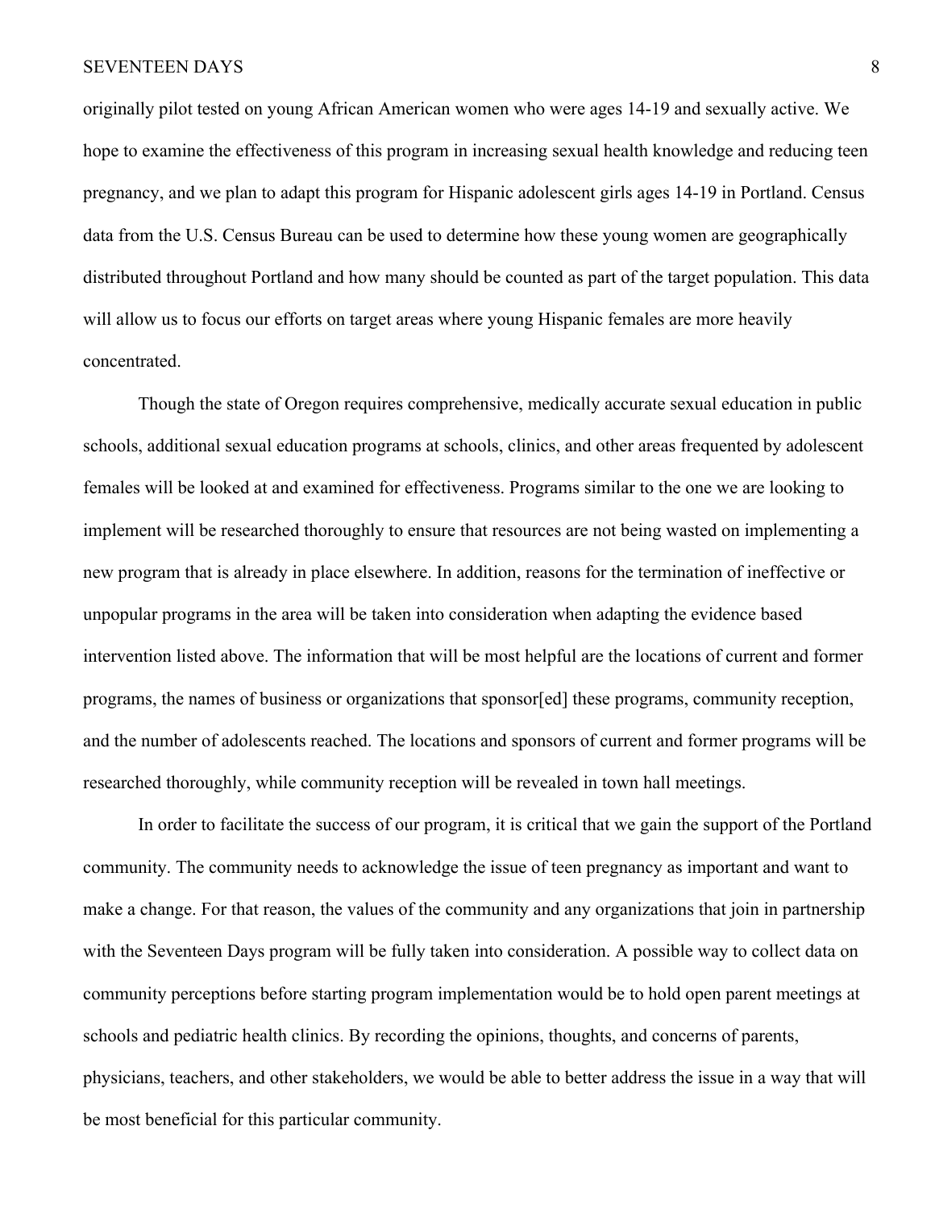originally pilot tested on young African American women who were ages 14-19 and sexually active. We hope to examine the effectiveness of this program in increasing sexual health knowledge and reducing teen pregnancy, and we plan to adapt this program for Hispanic adolescent girls ages 14-19 in Portland. Census data from the U.S. Census Bureau can be used to determine how these young women are geographically distributed throughout Portland and how many should be counted as part of the target population. This data will allow us to focus our efforts on target areas where young Hispanic females are more heavily concentrated.

Though the state of Oregon requires comprehensive, medically accurate sexual education in public schools, additional sexual education programs at schools, clinics, and other areas frequented by adolescent females will be looked at and examined for effectiveness. Programs similar to the one we are looking to implement will be researched thoroughly to ensure that resources are not being wasted on implementing a new program that is already in place elsewhere. In addition, reasons for the termination of ineffective or unpopular programs in the area will be taken into consideration when adapting the evidence based intervention listed above. The information that will be most helpful are the locations of current and former programs, the names of business or organizations that sponsor[ed] these programs, community reception, and the number of adolescents reached. The locations and sponsors of current and former programs will be researched thoroughly, while community reception will be revealed in town hall meetings.

In order to facilitate the success of our program, it is critical that we gain the support of the Portland community. The community needs to acknowledge the issue of teen pregnancy as important and want to make a change. For that reason, the values of the community and any organizations that join in partnership with the Seventeen Days program will be fully taken into consideration. A possible way to collect data on community perceptions before starting program implementation would be to hold open parent meetings at schools and pediatric health clinics. By recording the opinions, thoughts, and concerns of parents, physicians, teachers, and other stakeholders, we would be able to better address the issue in a way that will be most beneficial for this particular community.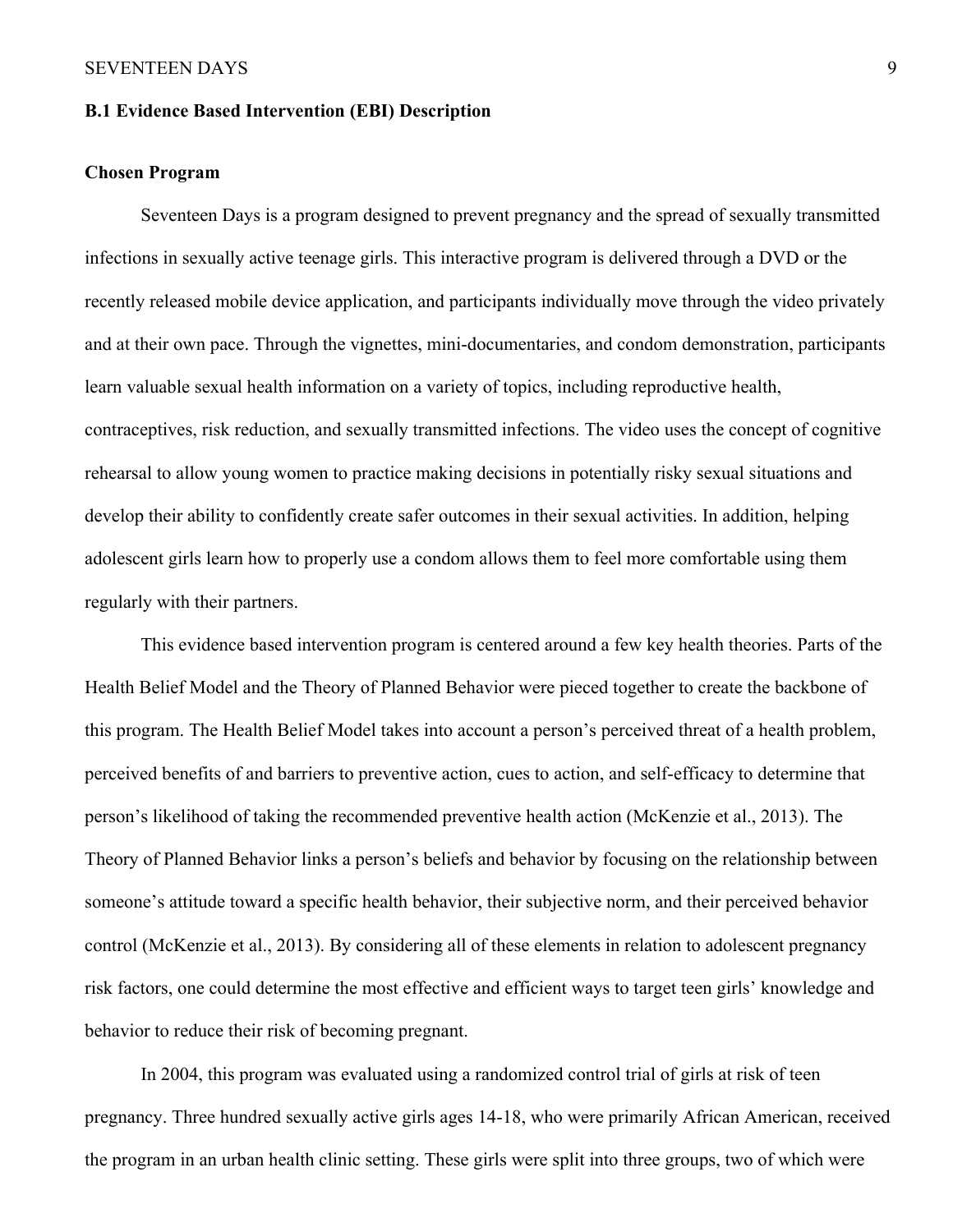## B.1 Evidence Based Intervention (EBI) Description

### Chosen Program

Seventeen Days is a program designed to prevent pregnancy and the spread of sexually transmitted infections in sexually active teenage girls. This interactive program is delivered through a DVD or the recently released mobile device application, and participants individually move through the video privately and at their own pace. Through the vignettes, mini-documentaries, and condom demonstration, participants learn valuable sexual health information on a variety of topics, including reproductive health, contraceptives, risk reduction, and sexually transmitted infections. The video uses the concept of cognitive rehearsal to allow young women to practice making decisions in potentially risky sexual situations and develop their ability to confidently create safer outcomes in their sexual activities. In addition, helping adolescent girls learn how to properly use a condom allows them to feel more comfortable using them regularly with their partners.

This evidence based intervention program is centered around a few key health theories. Parts of the Health Belief Model and the Theory of Planned Behavior were pieced together to create the backbone of this program. The Health Belief Model takes into account a person's perceived threat of a health problem, perceived benefits of and barriers to preventive action, cues to action, and self-efficacy to determine that person's likelihood of taking the recommended preventive health action (McKenzie et al., 2013). The Theory of Planned Behavior links a person's beliefs and behavior by focusing on the relationship between someone's attitude toward a specific health behavior, their subjective norm, and their perceived behavior control (McKenzie et al., 2013). By considering all of these elements in relation to adolescent pregnancy risk factors, one could determine the most effective and efficient ways to target teen girls' knowledge and behavior to reduce their risk of becoming pregnant.

In 2004, this program was evaluated using a randomized control trial of girls at risk of teen pregnancy. Three hundred sexually active girls ages 14-18, who were primarily African American, received the program in an urban health clinic setting. These girls were split into three groups, two of which were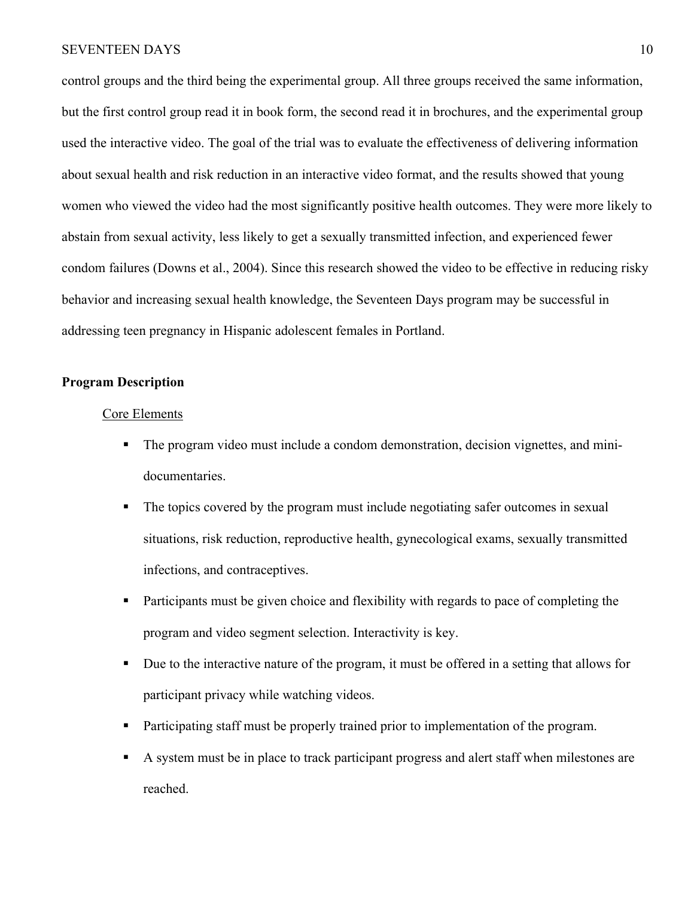control groups and the third being the experimental group. All three groups received the same information, but the first control group read it in book form, the second read it in brochures, and the experimental group used the interactive video. The goal of the trial was to evaluate the effectiveness of delivering information about sexual health and risk reduction in an interactive video format, and the results showed that young women who viewed the video had the most significantly positive health outcomes. They were more likely to abstain from sexual activity, less likely to get a sexually transmitted infection, and experienced fewer condom failures (Downs et al., 2004). Since this research showed the video to be effective in reducing risky behavior and increasing sexual health knowledge, the Seventeen Days program may be successful in addressing teen pregnancy in Hispanic adolescent females in Portland.

## Program Description

### Core Elements

- The program video must include a condom demonstration, decision vignettes, and mini-documentaries.
- The topics covered by the program must include negotiating safer outcomes in sexual situations, risk reduction, reproductive health, gynecological exams, sexually transmitted infections, and contraceptives.
- Participants must be given choice and flexibility with regards to pace of completing the program and video segment selection. Interactivity is key.
- Due to the interactive nature of the program, it must be offered in a setting that allows for participant privacy while watching videos.
- Participating staff must be properly trained prior to implementation of the program.
- A system must be in place to track participant progress and alert staff when milestones are reached.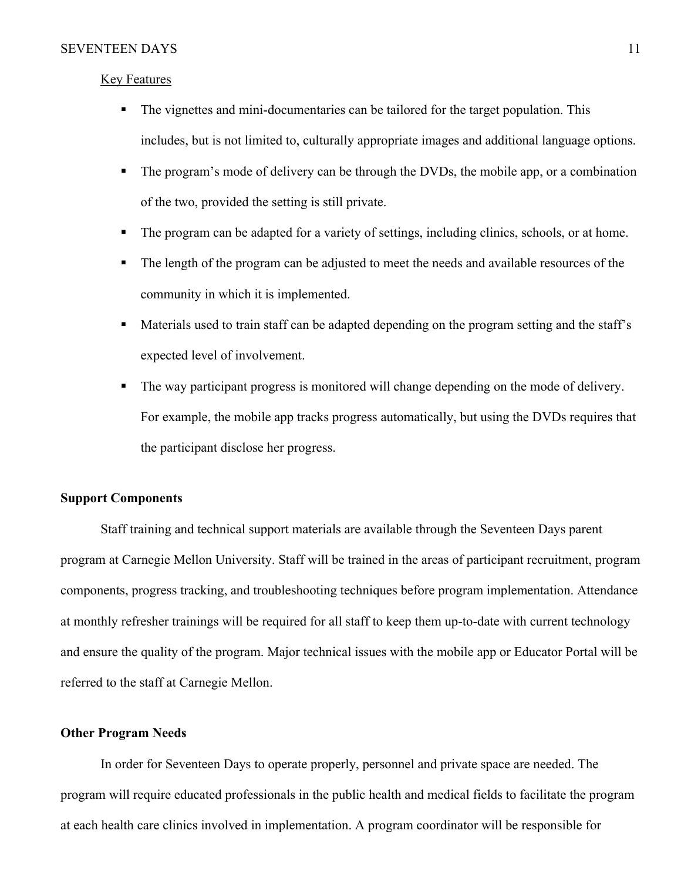Key Features

- The vignettes and mini-documentaries can be tailored for the target population. This includes, but is not limited to, culturally appropriate images and additional language options.
- The program's mode of delivery can be through the DVDs, the mobile app, or a combination of the two, provided the setting is still private.
- The program can be adapted for a variety of settings, including clinics, schools, or at home.
- The length of the program can be adjusted to meet the needs and available resources of the community in which it is implemented.
- Materials used to train staff can be adapted depending on the program setting and the staff's expected level of involvement.
- The way participant progress is monitored will change depending on the mode of delivery. For example, the mobile app tracks progress automatically, but using the DVDs requires that the participant disclose her progress.

## Support Components

Staff training and technical support materials are available through the Seventeen Days parent program at Carnegie Mellon University. Staff will be trained in the areas of participant recruitment, program components, progress tracking, and troubleshooting techniques before program implementation. Attendance at monthly refresher trainings will be required for all staff to keep them up-to-date with current technology and ensure the quality of the program. Major technical issues with the mobile app or Educator Portal will be referred to the staff at Carnegie Mellon.

## Other Program Needs

In order for Seventeen Days to operate properly, personnel and private space are needed. The program will require educated professionals in the public health and medical fields to facilitate the program at each health care clinics involved in implementation. A program coordinator will be responsible for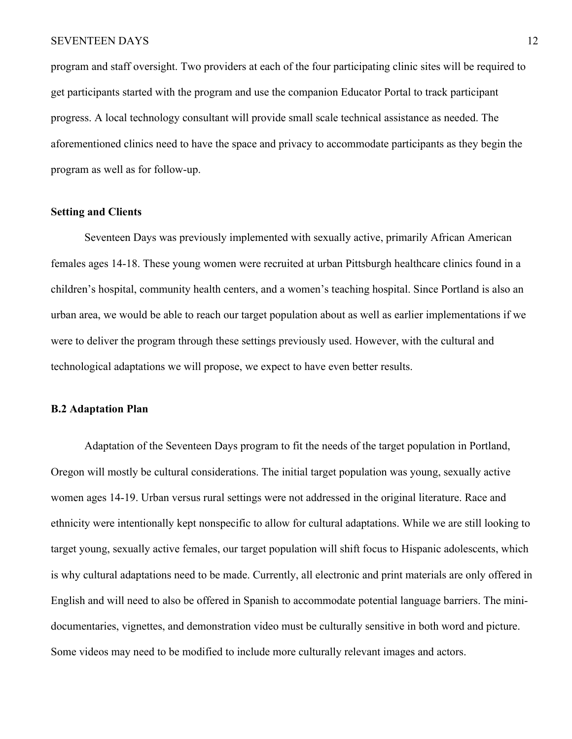program and staff oversight. Two providers at each of the four participating clinic sites will be required to get participants started with the program and use the companion Educator Portal to track participant progress. A local technology consultant will provide small scale technical assistance as needed. The aforementioned clinics need to have the space and privacy to accommodate participants as they begin the program as well as for follow-up.

### Setting and Clients

Seventeen Days was previously implemented with sexually active, primarily African American females ages 14-18. These young women were recruited at urban Pittsburgh healthcare clinics found in a children's hospital, community health centers, and a women's teaching hospital. Since Portland is also an urban area, we would be able to reach our target population about as well as earlier implementations if we were to deliver the program through these settings previously used. However, with the cultural and technological adaptations we will propose, we expect to have even better results.

### B.2 Adaptation Plan

Adaptation of the Seventeen Days program to fit the needs of the target population in Portland, Oregon will mostly be cultural considerations. The initial target population was young, sexually active women ages 14-19. Urban versus rural settings were not addressed in the original literature. Race and ethnicity were intentionally kept nonspecific to allow for cultural adaptations. While we are still looking to target young, sexually active females, our target population will shift focus to Hispanic adolescents, which is why cultural adaptations need to be made. Currently, all electronic and print materials are only offered in English and will need to also be offered in Spanish to accommodate potential language barriers. The mini-documentaries, vignettes, and demonstration video must be culturally sensitive in both word and picture. Some videos may need to be modified to include more culturally relevant images and actors.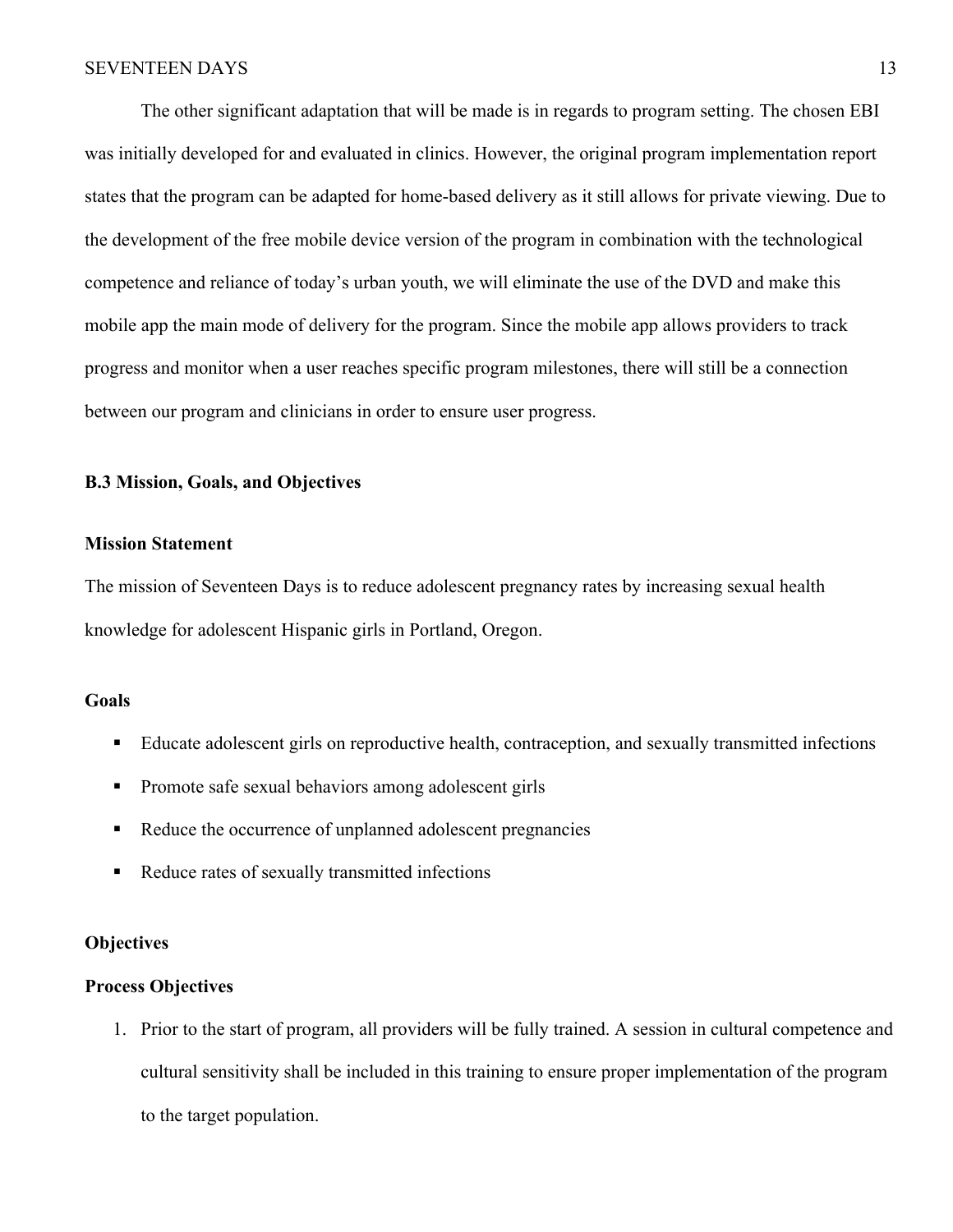The other significant adaptation that will be made is in regards to program setting. The chosen EBI was initially developed for and evaluated in clinics. However, the original program implementation report states that the program can be adapted for home-based delivery as it still allows for private viewing. Due to the development of the free mobile device version of the program in combination with the technological competence and reliance of today's urban youth, we will eliminate the use of the DVD and make this mobile app the main mode of delivery for the program. Since the mobile app allows providers to track progress and monitor when a user reaches specific program milestones, there will still be a connection between our program and clinicians in order to ensure user progress.

### B.3 Mission, Goals, and Objectives

#### Mission Statement

The mission of Seventeen Days is to reduce adolescent pregnancy rates by increasing sexual health knowledge for adolescent Hispanic girls in Portland, Oregon.

#### Goals

- Educate adolescent girls on reproductive health, contraception, and sexually transmitted infections
- Promote safe sexual behaviors among adolescent girls
- Reduce the occurrence of unplanned adolescent pregnancies
- Reduce rates of sexually transmitted infections

#### Objectives

#### Process Objectives

1. Prior to the start of program, all providers will be fully trained. A session in cultural competence and cultural sensitivity shall be included in this training to ensure proper implementation of the program to the target population.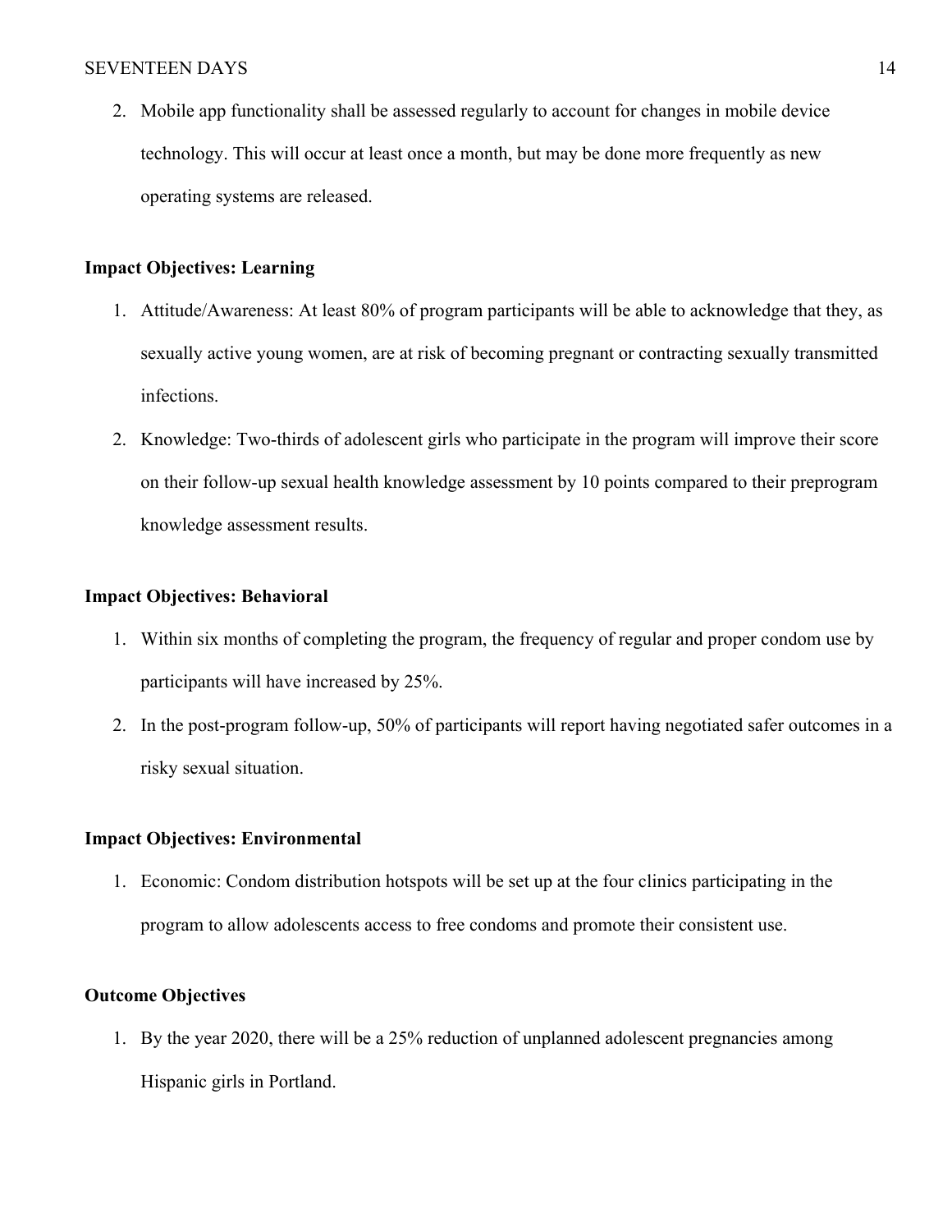2. Mobile app functionality shall be assessed regularly to account for changes in mobile device technology. This will occur at least once a month, but may be done more frequently as new operating systems are released.

**Impact Objectives: Learning**

1. Attitude/Awareness: At least 80% of program participants will be able to acknowledge that they, as sexually active young women, are at risk of becoming pregnant or contracting sexually transmitted infections.
2. Knowledge: Two-thirds of adolescent girls who participate in the program will improve their score on their follow-up sexual health knowledge assessment by 10 points compared to their preprogram knowledge assessment results.

**Impact Objectives: Behavioral**

1. Within six months of completing the program, the frequency of regular and proper condom use by participants will have increased by 25%.
2. In the post-program follow-up, 50% of participants will report having negotiated safer outcomes in a risky sexual situation.

**Impact Objectives: Environmental**

1. Economic: Condom distribution hotspots will be set up at the four clinics participating in the program to allow adolescents access to free condoms and promote their consistent use.

**Outcome Objectives**

1. By the year 2020, there will be a 25% reduction of unplanned adolescent pregnancies among Hispanic girls in Portland.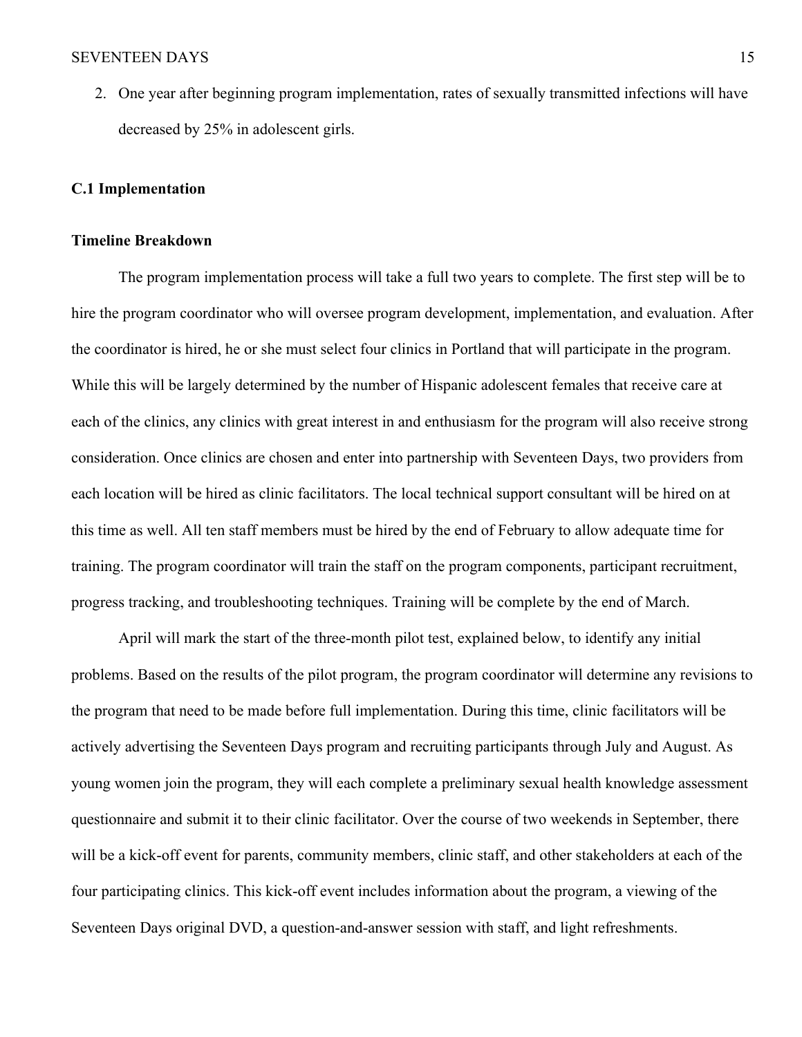2. One year after beginning program implementation, rates of sexually transmitted infections will have decreased by 25% in adolescent girls.

**C.1 Implementation**

**Timeline Breakdown**

The program implementation process will take a full two years to complete. The first step will be to hire the program coordinator who will oversee program development, implementation, and evaluation. After the coordinator is hired, he or she must select four clinics in Portland that will participate in the program. While this will be largely determined by the number of Hispanic adolescent females that receive care at each of the clinics, any clinics with great interest in and enthusiasm for the program will also receive strong consideration. Once clinics are chosen and enter into partnership with Seventeen Days, two providers from each location will be hired as clinic facilitators. The local technical support consultant will be hired on at this time as well. All ten staff members must be hired by the end of February to allow adequate time for training. The program coordinator will train the staff on the program components, participant recruitment, progress tracking, and troubleshooting techniques. Training will be complete by the end of March.

April will mark the start of the three-month pilot test, explained below, to identify any initial problems. Based on the results of the pilot program, the program coordinator will determine any revisions to the program that need to be made before full implementation. During this time, clinic facilitators will be actively advertising the Seventeen Days program and recruiting participants through July and August. As young women join the program, they will each complete a preliminary sexual health knowledge assessment questionnaire and submit it to their clinic facilitator. Over the course of two weekends in September, there will be a kick-off event for parents, community members, clinic staff, and other stakeholders at each of the four participating clinics. This kick-off event includes information about the program, a viewing of the Seventeen Days original DVD, a question-and-answer session with staff, and light refreshments.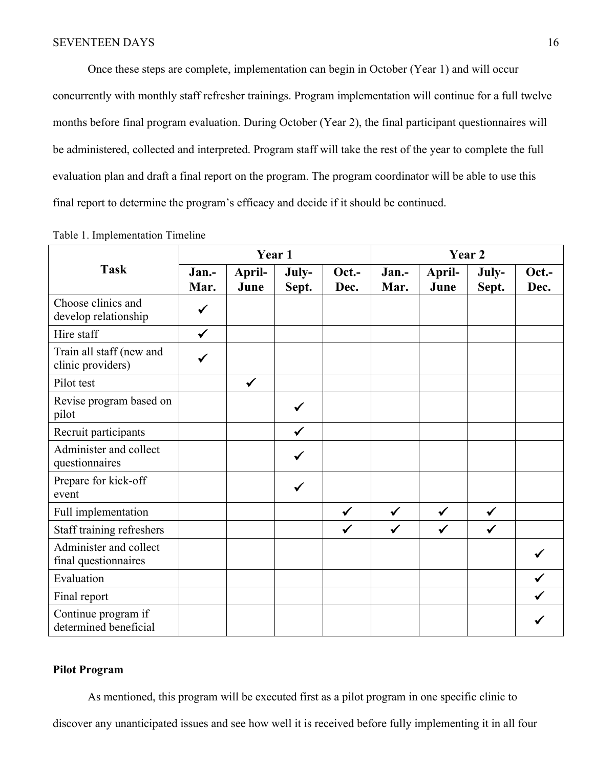Once these steps are complete, implementation can begin in October (Year 1) and will occur concurrently with monthly staff refresher trainings. Program implementation will continue for a full twelve months before final program evaluation. During October (Year 2), the final participant questionnaires will be administered, collected and interpreted. Program staff will take the rest of the year to complete the full evaluation plan and draft a final report on the program. The program coordinator will be able to use this final report to determine the program's efficacy and decide if it should be continued.

Table 1. Implementation Timeline

| Task | Year 1 | | | | Year 2 | | | |
|---|---|---|---|---|---|---|---|---|
| | Jan.-Mar. | April-June | July-Sept. | Oct.-Dec. | Jan.-Mar. | April-June | July-Sept. | Oct.-Dec. |
| Choose clinics and develop relationship | ✓ | | | | | | | |
| Hire staff | ✓ | | | | | | | |
| Train all staff (new and clinic providers) | ✓ | | | | | | | |
| Pilot test | | ✓ | | | | | | |
| Revise program based on pilot | | | ✓ | | | | | |
| Recruit participants | | | ✓ | | | | | |
| Administer and collect questionnaires | | | ✓ | | | | | |
| Prepare for kick-off event | | | ✓ | | | | | |
| Full implementation | | | | ✓ | ✓ | ✓ | ✓ | |
| Staff training refreshers | | | | ✓ | ✓ | ✓ | ✓ | |
| Administer and collect final questionnaires | | | | | | | | ✓ |
| Evaluation | | | | | | | | ✓ |
| Final report | | | | | | | | ✓ |
| Continue program if determined beneficial | | | | | | | | ✓ |

**Pilot Program**

As mentioned, this program will be executed first as a pilot program in one specific clinic to discover any unanticipated issues and see how well it is received before fully implementing it in all four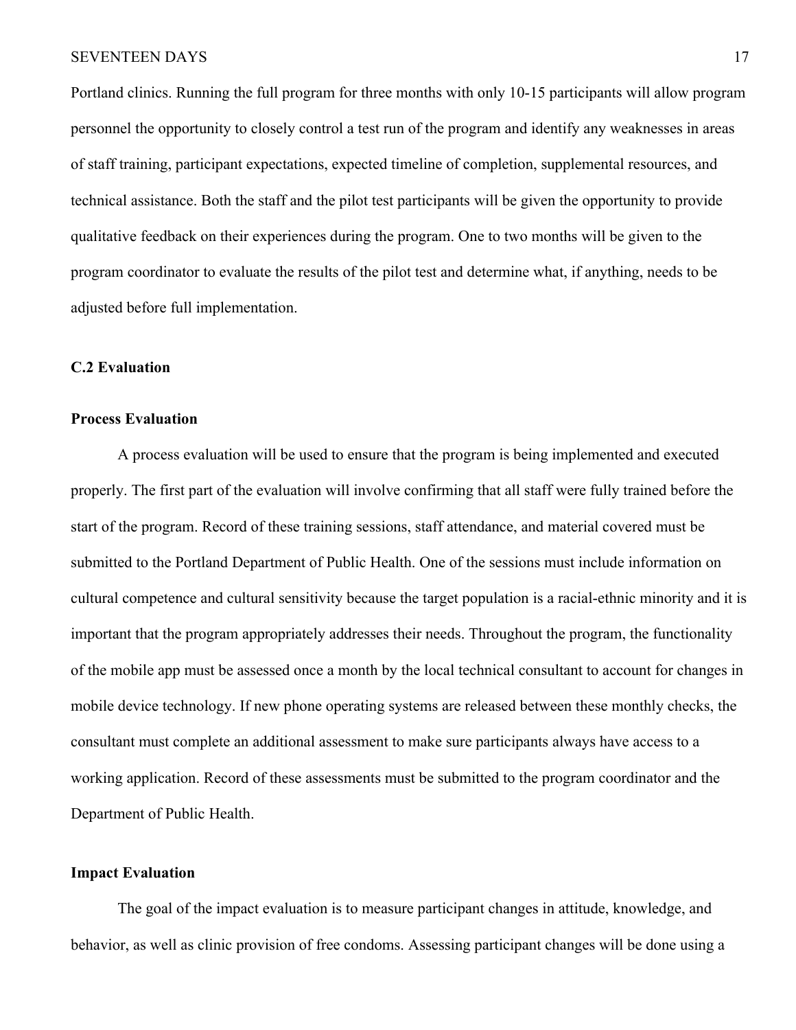Portland clinics. Running the full program for three months with only 10-15 participants will allow program personnel the opportunity to closely control a test run of the program and identify any weaknesses in areas of staff training, participant expectations, expected timeline of completion, supplemental resources, and technical assistance. Both the staff and the pilot test participants will be given the opportunity to provide qualitative feedback on their experiences during the program. One to two months will be given to the program coordinator to evaluate the results of the pilot test and determine what, if anything, needs to be adjusted before full implementation.

### C.2 Evaluation

#### Process Evaluation

A process evaluation will be used to ensure that the program is being implemented and executed properly. The first part of the evaluation will involve confirming that all staff were fully trained before the start of the program. Record of these training sessions, staff attendance, and material covered must be submitted to the Portland Department of Public Health. One of the sessions must include information on cultural competence and cultural sensitivity because the target population is a racial-ethnic minority and it is important that the program appropriately addresses their needs. Throughout the program, the functionality of the mobile app must be assessed once a month by the local technical consultant to account for changes in mobile device technology. If new phone operating systems are released between these monthly checks, the consultant must complete an additional assessment to make sure participants always have access to a working application. Record of these assessments must be submitted to the program coordinator and the Department of Public Health.

#### Impact Evaluation

The goal of the impact evaluation is to measure participant changes in attitude, knowledge, and behavior, as well as clinic provision of free condoms. Assessing participant changes will be done using a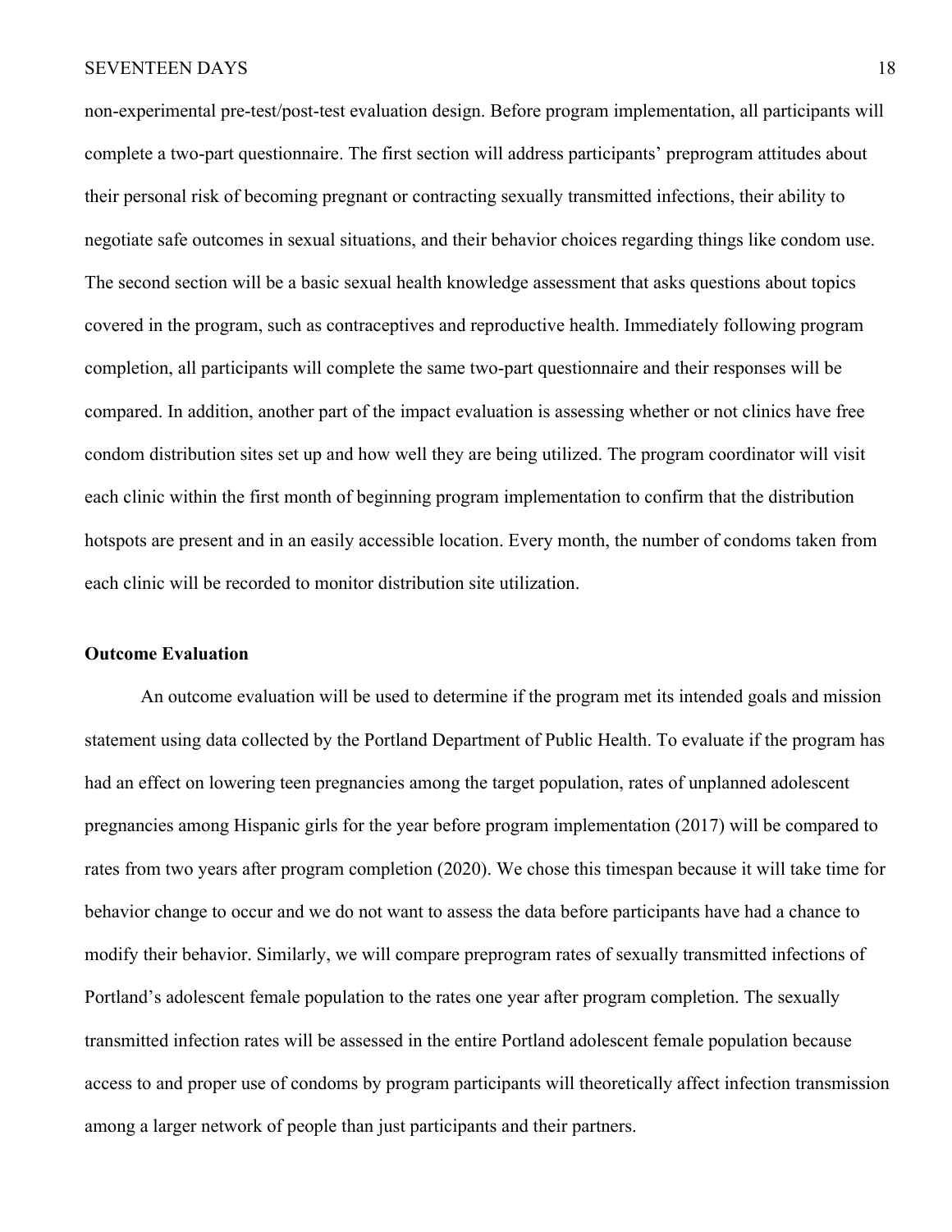non-experimental pre-test/post-test evaluation design. Before program implementation, all participants will complete a two-part questionnaire. The first section will address participants' preprogram attitudes about their personal risk of becoming pregnant or contracting sexually transmitted infections, their ability to negotiate safe outcomes in sexual situations, and their behavior choices regarding things like condom use. The second section will be a basic sexual health knowledge assessment that asks questions about topics covered in the program, such as contraceptives and reproductive health. Immediately following program completion, all participants will complete the same two-part questionnaire and their responses will be compared. In addition, another part of the impact evaluation is assessing whether or not clinics have free condom distribution sites set up and how well they are being utilized. The program coordinator will visit each clinic within the first month of beginning program implementation to confirm that the distribution hotspots are present and in an easily accessible location. Every month, the number of condoms taken from each clinic will be recorded to monitor distribution site utilization.

**Outcome Evaluation**

An outcome evaluation will be used to determine if the program met its intended goals and mission statement using data collected by the Portland Department of Public Health. To evaluate if the program has had an effect on lowering teen pregnancies among the target population, rates of unplanned adolescent pregnancies among Hispanic girls for the year before program implementation (2017) will be compared to rates from two years after program completion (2020). We chose this timespan because it will take time for behavior change to occur and we do not want to assess the data before participants have had a chance to modify their behavior. Similarly, we will compare preprogram rates of sexually transmitted infections of Portland's adolescent female population to the rates one year after program completion. The sexually transmitted infection rates will be assessed in the entire Portland adolescent female population because access to and proper use of condoms by program participants will theoretically affect infection transmission among a larger network of people than just participants and their partners.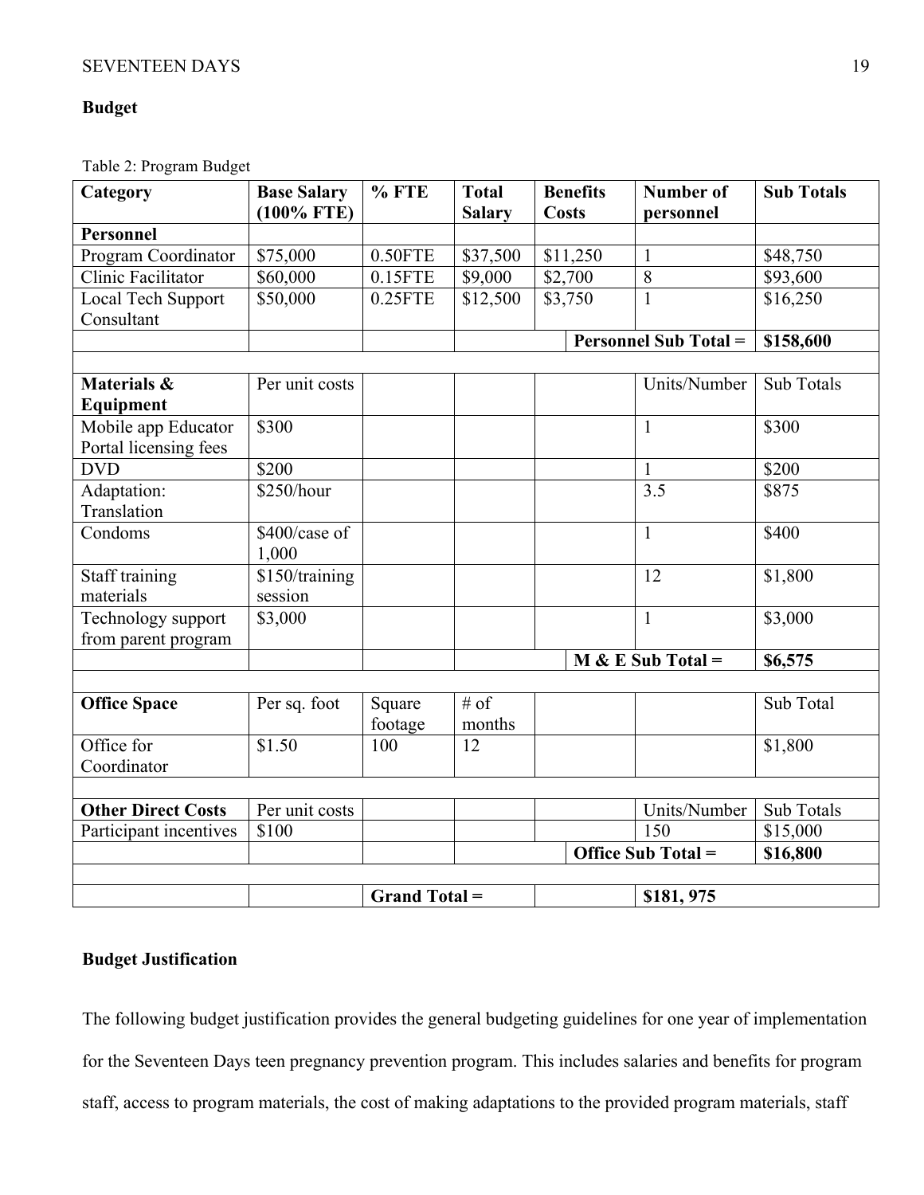**Budget**

Table 2: Program Budget

| Category | Base Salary (100% FTE) | % FTE | Total Salary | Benefits Costs | Number of personnel | Sub Totals |
|---|---|---|---|---|---|---|
| **Personnel** | | | | | | |
| Program Coordinator | $75,000 | 0.50FTE | $37,500 | $11,250 | 1 | $48,750 |
| Clinic Facilitator | $60,000 | 0.15FTE | $9,000 | $2,700 | 8 | $93,600 |
| Local Tech Support Consultant | $50,000 | 0.25FTE | $12,500 | $3,750 | 1 | $16,250 |
| | | | | | **Personnel Sub Total =** | **$158,600** |
| | | | | | | |
| **Materials & Equipment** | Per unit costs | | | | Units/Number | Sub Totals |
| Mobile app Educator Portal licensing fees | $300 | | | | 1 | $300 |
| DVD | $200 | | | | 1 | $200 |
| Adaptation: Translation | $250/hour | | | | 3.5 | $875 |
| Condoms | $400/case of 1,000 | | | | 1 | $400 |
| Staff training materials | $150/training session | | | | 12 | $1,800 |
| Technology support from parent program | $3,000 | | | | 1 | $3,000 |
| | | | | | **M & E Sub Total =** | **$6,575** |
| | | | | | | |
| **Office Space** | Per sq. foot | Square footage | # of months | | | Sub Total |
| Office for Coordinator | $1.50 | 100 | 12 | | | $1,800 |
| | | | | | | |
| **Other Direct Costs** | Per unit costs | | | | Units/Number | Sub Totals |
| Participant incentives | $100 | | | | 150 | $15,000 |
| | | | | | **Office Sub Total =** | **$16,800** |
| | | | | | | |
| | | **Grand Total =** | | | **$181, 975** | |

**Budget Justification**

The following budget justification provides the general budgeting guidelines for one year of implementation for the Seventeen Days teen pregnancy prevention program. This includes salaries and benefits for program staff, access to program materials, the cost of making adaptations to the provided program materials, staff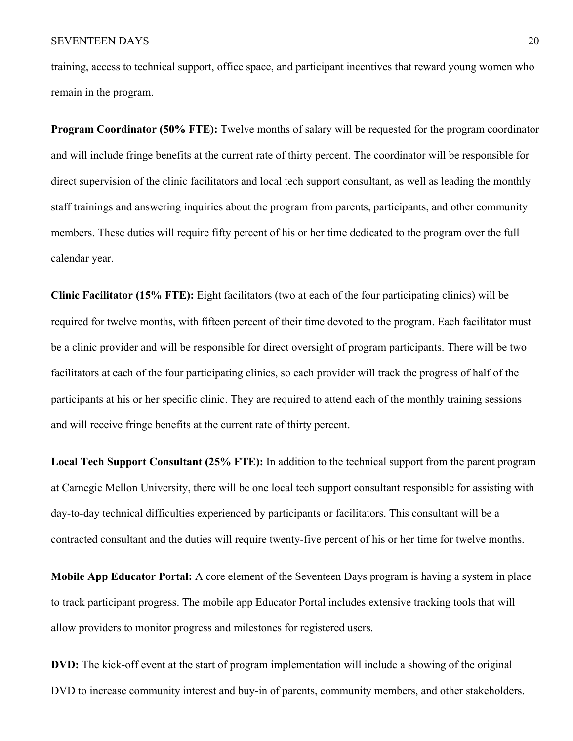training, access to technical support, office space, and participant incentives that reward young women who remain in the program.

**Program Coordinator (50% FTE):** Twelve months of salary will be requested for the program coordinator and will include fringe benefits at the current rate of thirty percent. The coordinator will be responsible for direct supervision of the clinic facilitators and local tech support consultant, as well as leading the monthly staff trainings and answering inquiries about the program from parents, participants, and other community members. These duties will require fifty percent of his or her time dedicated to the program over the full calendar year.

**Clinic Facilitator (15% FTE):** Eight facilitators (two at each of the four participating clinics) will be required for twelve months, with fifteen percent of their time devoted to the program. Each facilitator must be a clinic provider and will be responsible for direct oversight of program participants. There will be two facilitators at each of the four participating clinics, so each provider will track the progress of half of the participants at his or her specific clinic. They are required to attend each of the monthly training sessions and will receive fringe benefits at the current rate of thirty percent.

**Local Tech Support Consultant (25% FTE):** In addition to the technical support from the parent program at Carnegie Mellon University, there will be one local tech support consultant responsible for assisting with day-to-day technical difficulties experienced by participants or facilitators. This consultant will be a contracted consultant and the duties will require twenty-five percent of his or her time for twelve months.

**Mobile App Educator Portal:** A core element of the Seventeen Days program is having a system in place to track participant progress. The mobile app Educator Portal includes extensive tracking tools that will allow providers to monitor progress and milestones for registered users.

**DVD:** The kick-off event at the start of program implementation will include a showing of the original DVD to increase community interest and buy-in of parents, community members, and other stakeholders.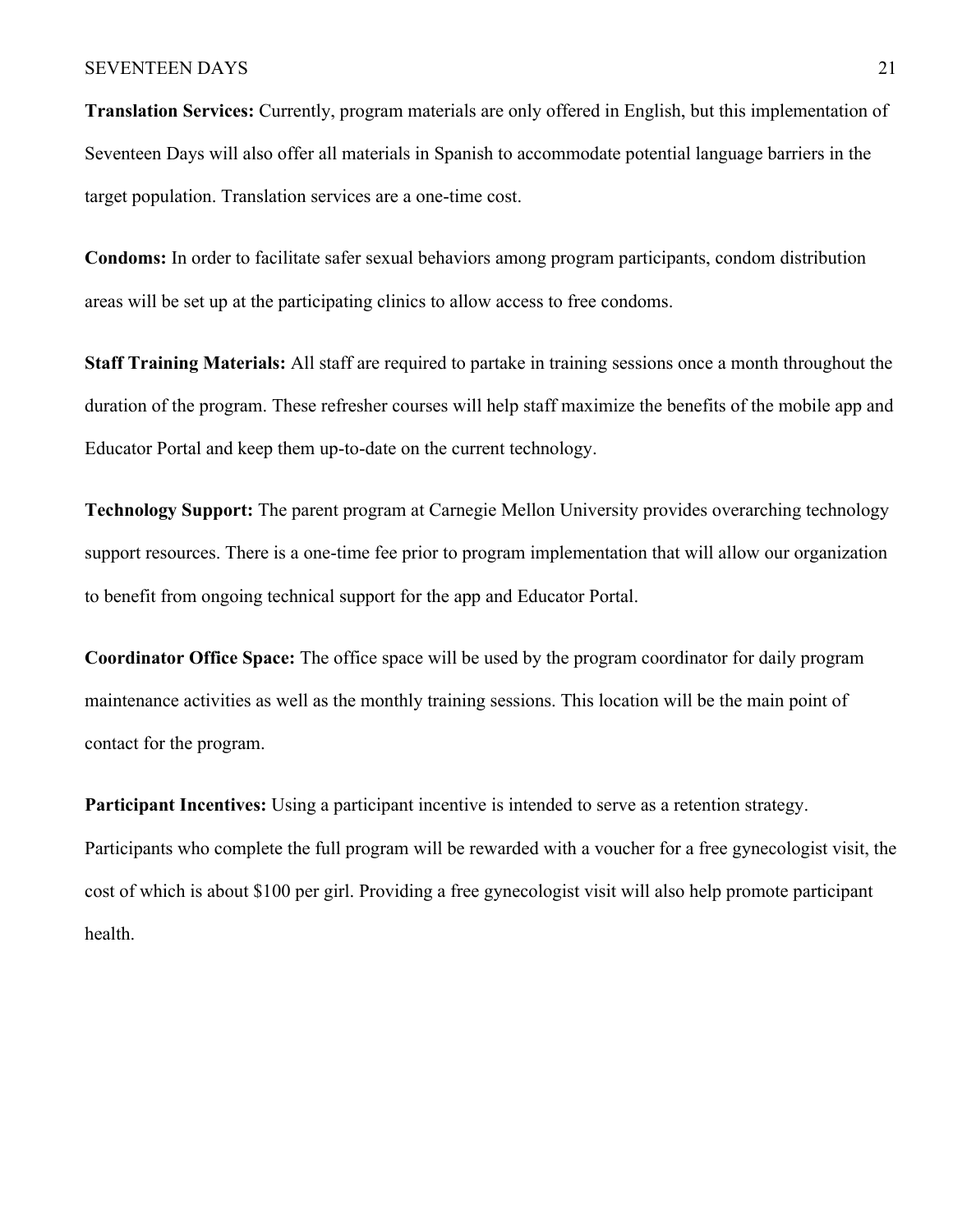**Translation Services:** Currently, program materials are only offered in English, but this implementation of Seventeen Days will also offer all materials in Spanish to accommodate potential language barriers in the target population. Translation services are a one-time cost.

**Condoms:** In order to facilitate safer sexual behaviors among program participants, condom distribution areas will be set up at the participating clinics to allow access to free condoms.

**Staff Training Materials:** All staff are required to partake in training sessions once a month throughout the duration of the program. These refresher courses will help staff maximize the benefits of the mobile app and Educator Portal and keep them up-to-date on the current technology.

**Technology Support:** The parent program at Carnegie Mellon University provides overarching technology support resources. There is a one-time fee prior to program implementation that will allow our organization to benefit from ongoing technical support for the app and Educator Portal.

**Coordinator Office Space:** The office space will be used by the program coordinator for daily program maintenance activities as well as the monthly training sessions. This location will be the main point of contact for the program.

**Participant Incentives:** Using a participant incentive is intended to serve as a retention strategy. Participants who complete the full program will be rewarded with a voucher for a free gynecologist visit, the cost of which is about $100 per girl. Providing a free gynecologist visit will also help promote participant health.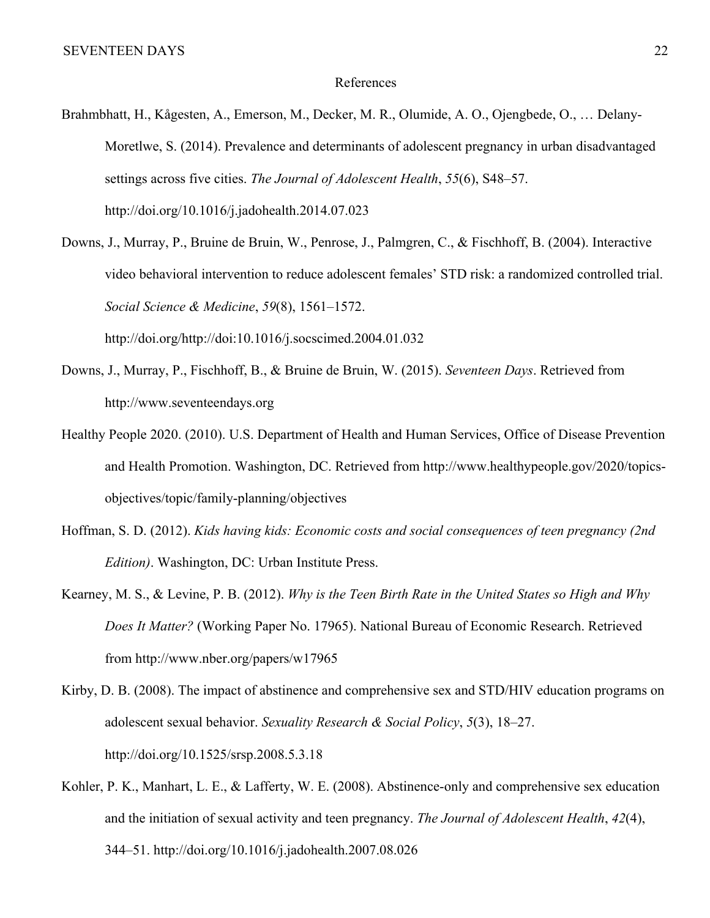# References

Brahmbhatt, H., Kågesten, A., Emerson, M., Decker, M. R., Olumide, A. O., Ojengbede, O., … Delany-Moretlwe, S. (2014). Prevalence and determinants of adolescent pregnancy in urban disadvantaged settings across five cities. *The Journal of Adolescent Health*, *55*(6), S48–57. http://doi.org/10.1016/j.jadohealth.2014.07.023

Downs, J., Murray, P., Bruine de Bruin, W., Penrose, J., Palmgren, C., & Fischhoff, B. (2004). Interactive video behavioral intervention to reduce adolescent females' STD risk: a randomized controlled trial. *Social Science & Medicine*, *59*(8), 1561–1572. http://doi.org/http://doi:10.1016/j.socscimed.2004.01.032

Downs, J., Murray, P., Fischhoff, B., & Bruine de Bruin, W. (2015). *Seventeen Days*. Retrieved from http://www.seventeendays.org

Healthy People 2020. (2010). U.S. Department of Health and Human Services, Office of Disease Prevention and Health Promotion. Washington, DC. Retrieved from http://www.healthypeople.gov/2020/topics-objectives/topic/family-planning/objectives

Hoffman, S. D. (2012). *Kids having kids: Economic costs and social consequences of teen pregnancy (2nd Edition)*. Washington, DC: Urban Institute Press.

Kearney, M. S., & Levine, P. B. (2012). *Why is the Teen Birth Rate in the United States so High and Why Does It Matter?* (Working Paper No. 17965). National Bureau of Economic Research. Retrieved from http://www.nber.org/papers/w17965

Kirby, D. B. (2008). The impact of abstinence and comprehensive sex and STD/HIV education programs on adolescent sexual behavior. *Sexuality Research & Social Policy*, *5*(3), 18–27. http://doi.org/10.1525/srsp.2008.5.3.18

Kohler, P. K., Manhart, L. E., & Lafferty, W. E. (2008). Abstinence-only and comprehensive sex education and the initiation of sexual activity and teen pregnancy. *The Journal of Adolescent Health*, *42*(4), 344–51. http://doi.org/10.1016/j.jadohealth.2007.08.026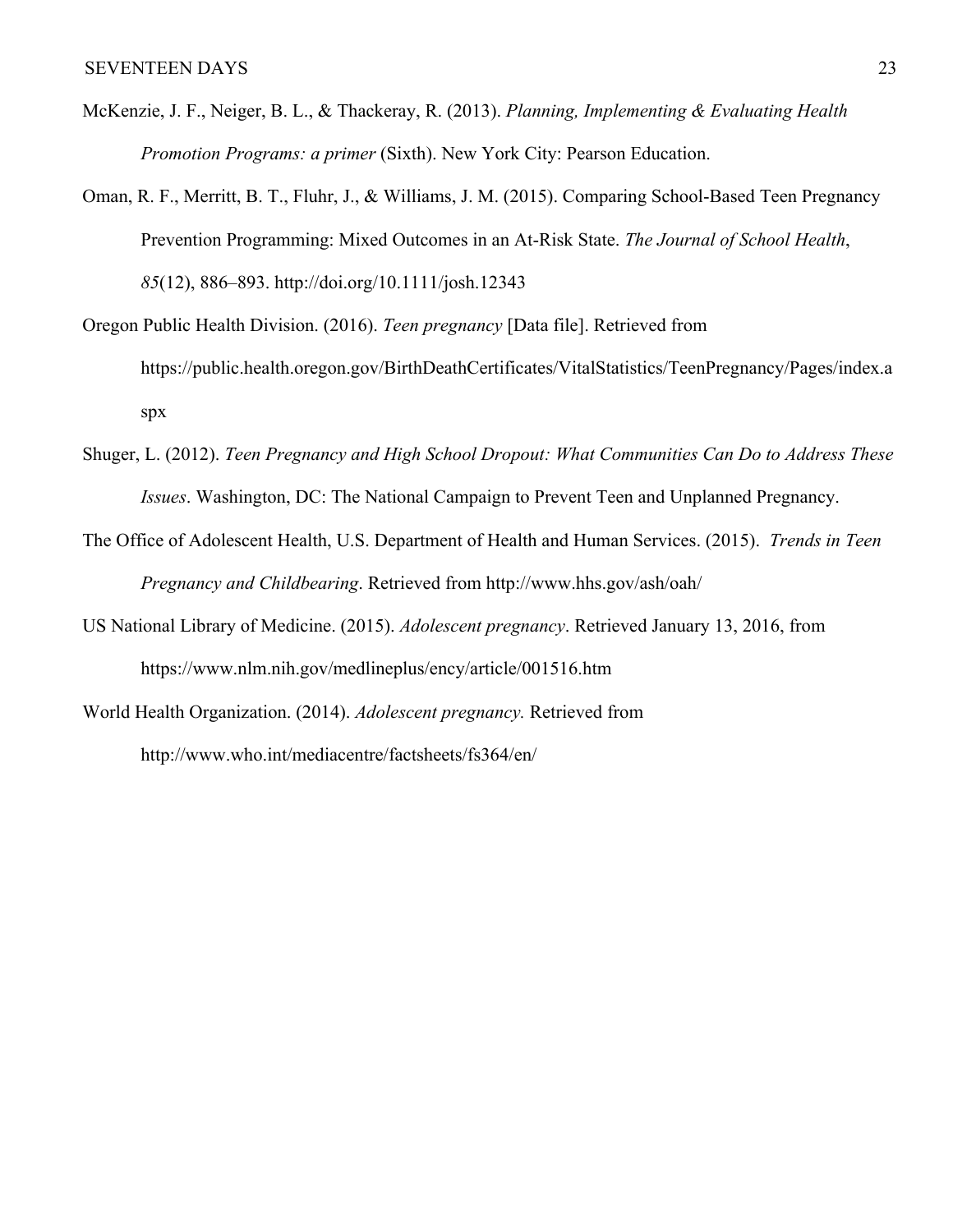McKenzie, J. F., Neiger, B. L., & Thackeray, R. (2013). *Planning, Implementing & Evaluating Health Promotion Programs: a primer* (Sixth). New York City: Pearson Education.

Oman, R. F., Merritt, B. T., Fluhr, J., & Williams, J. M. (2015). Comparing School-Based Teen Pregnancy Prevention Programming: Mixed Outcomes in an At-Risk State. *The Journal of School Health*, *85*(12), 886–893. http://doi.org/10.1111/josh.12343

Oregon Public Health Division. (2016). *Teen pregnancy* [Data file]. Retrieved from https://public.health.oregon.gov/BirthDeathCertificates/VitalStatistics/TeenPregnancy/Pages/index.aspx

Shuger, L. (2012). *Teen Pregnancy and High School Dropout: What Communities Can Do to Address These Issues*. Washington, DC: The National Campaign to Prevent Teen and Unplanned Pregnancy.

The Office of Adolescent Health, U.S. Department of Health and Human Services. (2015). *Trends in Teen Pregnancy and Childbearing*. Retrieved from http://www.hhs.gov/ash/oah/

US National Library of Medicine. (2015). *Adolescent pregnancy*. Retrieved January 13, 2016, from https://www.nlm.nih.gov/medlineplus/ency/article/001516.htm

World Health Organization. (2014). *Adolescent pregnancy.* Retrieved from http://www.who.int/mediacentre/factsheets/fs364/en/